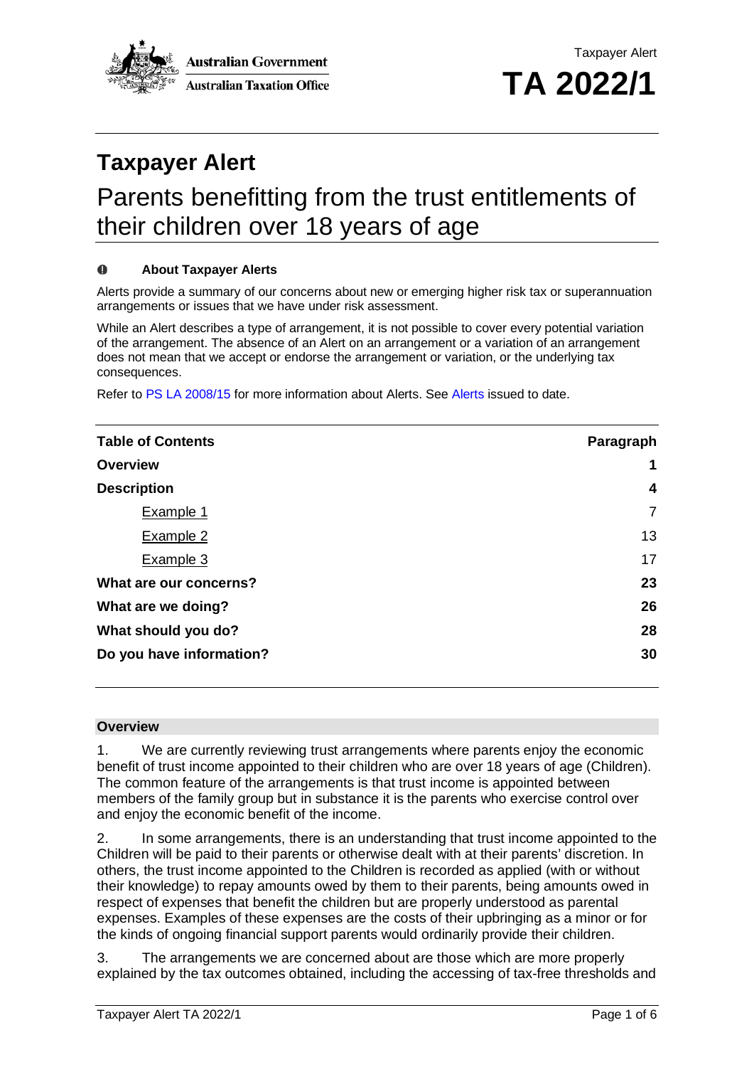Taxpayer Alert

# TA 2022/1

# Taxpayer Alert

## Parents benefitting from the trust entitlements of their children over 18 years of age

**About Taxpayer Alerts**

Alerts provide a summary of our concerns about new or emerging higher risk tax or superannuation arrangements or issues that we have under risk assessment.

While an Alert describes a type of arrangement, it is not possible to cover every potential variation of the arrangement. The absence of an Alert on an arrangement or a variation of an arrangement does not mean that we accept or endorse the arrangement or variation, or the underlying tax consequences.

Refer to PS LA 2008/15 for more information about Alerts. See Alerts issued to date.

| Table of Contents | Paragraph |
|---|---|
| **Overview** | **1** |
| **Description** | **4** |
| Example 1 | 7 |
| Example 2 | 13 |
| Example 3 | 17 |
| **What are our concerns?** | **23** |
| **What are we doing?** | **26** |
| **What should you do?** | **28** |
| **Do you have information?** | **30** |

### Overview

1. We are currently reviewing trust arrangements where parents enjoy the economic benefit of trust income appointed to their children who are over 18 years of age (Children). The common feature of the arrangements is that trust income is appointed between members of the family group but in substance it is the parents who exercise control over and enjoy the economic benefit of the income.

2. In some arrangements, there is an understanding that trust income appointed to the Children will be paid to their parents or otherwise dealt with at their parents' discretion. In others, the trust income appointed to the Children is recorded as applied (with or without their knowledge) to repay amounts owed by them to their parents, being amounts owed in respect of expenses that benefit the children but are properly understood as parental expenses. Examples of these expenses are the costs of their upbringing as a minor or for the kinds of ongoing financial support parents would ordinarily provide their children.

3. The arrangements we are concerned about are those which are more properly explained by the tax outcomes obtained, including the accessing of tax-free thresholds and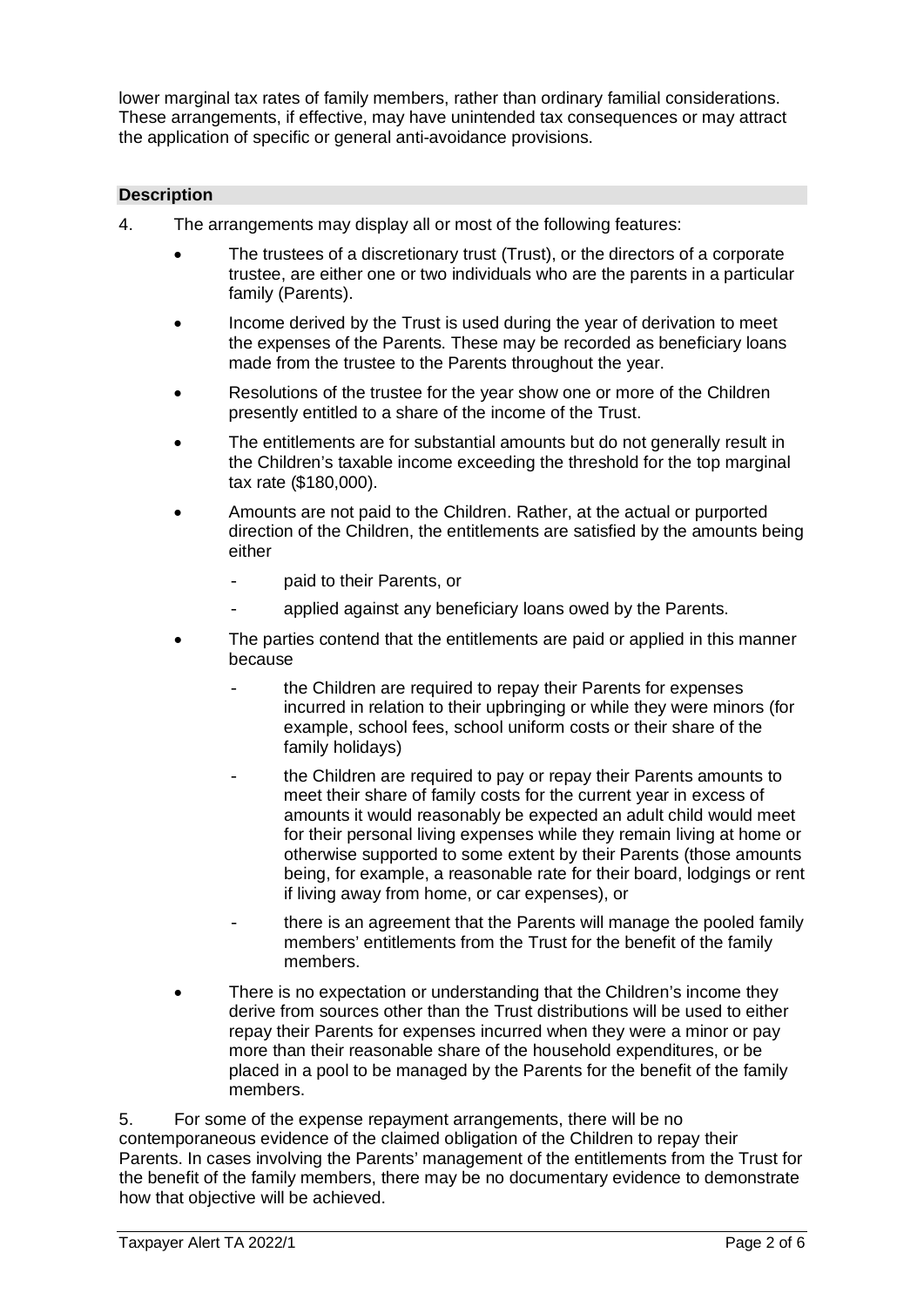lower marginal tax rates of family members, rather than ordinary familial considerations. These arrangements, if effective, may have unintended tax consequences or may attract the application of specific or general anti-avoidance provisions.

## Description

4. The arrangements may display all or most of the following features:

   - The trustees of a discretionary trust (Trust), or the directors of a corporate trustee, are either one or two individuals who are the parents in a particular family (Parents).
   - Income derived by the Trust is used during the year of derivation to meet the expenses of the Parents. These may be recorded as beneficiary loans made from the trustee to the Parents throughout the year.
   - Resolutions of the trustee for the year show one or more of the Children presently entitled to a share of the income of the Trust.
   - The entitlements are for substantial amounts but do not generally result in the Children's taxable income exceeding the threshold for the top marginal tax rate ($180,000).
   - Amounts are not paid to the Children. Rather, at the actual or purported direction of the Children, the entitlements are satisfied by the amounts being either
     - paid to their Parents, or
     - applied against any beneficiary loans owed by the Parents.
   - The parties contend that the entitlements are paid or applied in this manner because
     - the Children are required to repay their Parents for expenses incurred in relation to their upbringing or while they were minors (for example, school fees, school uniform costs or their share of the family holidays)
     - the Children are required to pay or repay their Parents amounts to meet their share of family costs for the current year in excess of amounts it would reasonably be expected an adult child would meet for their personal living expenses while they remain living at home or otherwise supported to some extent by their Parents (those amounts being, for example, a reasonable rate for their board, lodgings or rent if living away from home, or car expenses), or
     - there is an agreement that the Parents will manage the pooled family members' entitlements from the Trust for the benefit of the family members.
   - There is no expectation or understanding that the Children's income they derive from sources other than the Trust distributions will be used to either repay their Parents for expenses incurred when they were a minor or pay more than their reasonable share of the household expenditures, or be placed in a pool to be managed by the Parents for the benefit of the family members.

5. For some of the expense repayment arrangements, there will be no contemporaneous evidence of the claimed obligation of the Children to repay their Parents. In cases involving the Parents' management of the entitlements from the Trust for the benefit of the family members, there may be no documentary evidence to demonstrate how that objective will be achieved.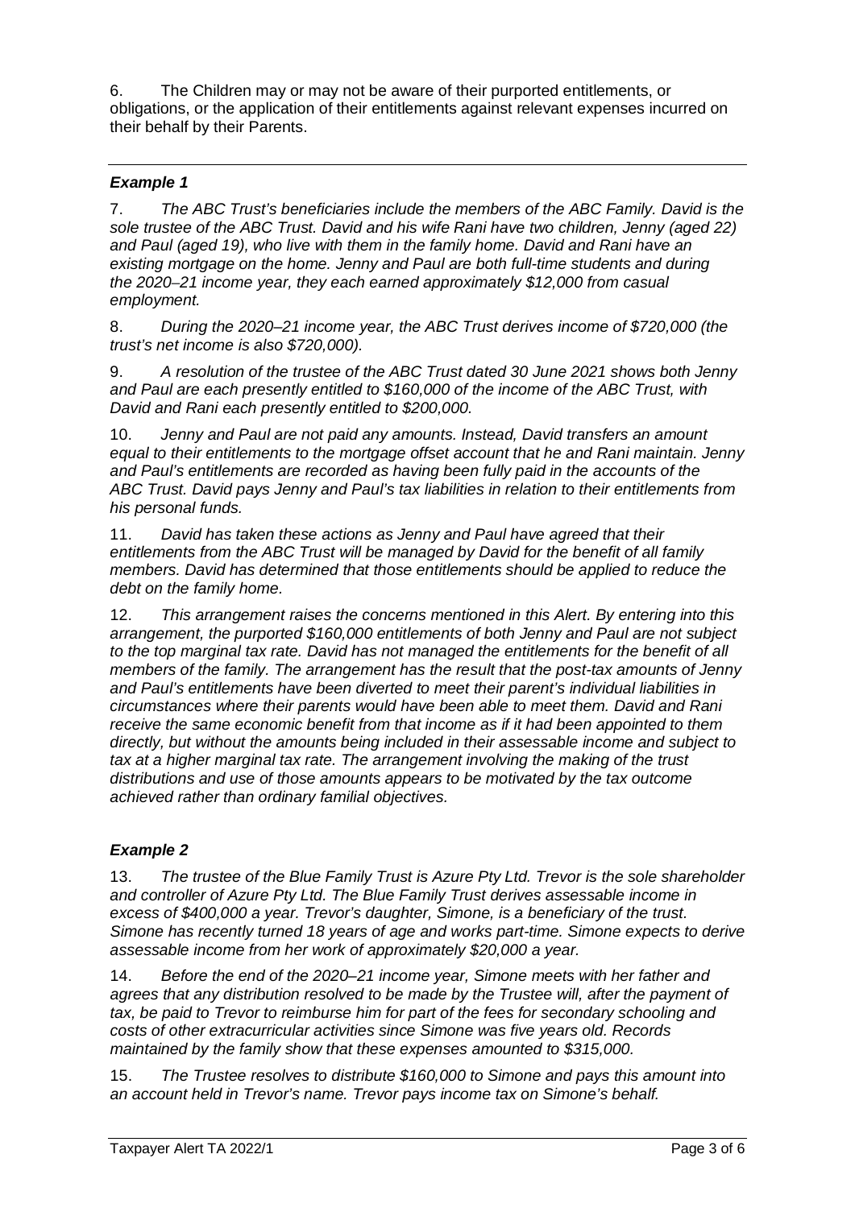6. The Children may or may not be aware of their purported entitlements, or obligations, or the application of their entitlements against relevant expenses incurred on their behalf by their Parents.

---

### *Example 1*

7. *The ABC Trust's beneficiaries include the members of the ABC Family. David is the sole trustee of the ABC Trust. David and his wife Rani have two children, Jenny (aged 22) and Paul (aged 19), who live with them in the family home. David and Rani have an existing mortgage on the home. Jenny and Paul are both full-time students and during the 2020–21 income year, they each earned approximately $12,000 from casual employment.*

8. *During the 2020–21 income year, the ABC Trust derives income of $720,000 (the trust's net income is also $720,000).*

9. *A resolution of the trustee of the ABC Trust dated 30 June 2021 shows both Jenny and Paul are each presently entitled to $160,000 of the income of the ABC Trust, with David and Rani each presently entitled to $200,000.*

10. *Jenny and Paul are not paid any amounts. Instead, David transfers an amount equal to their entitlements to the mortgage offset account that he and Rani maintain. Jenny and Paul's entitlements are recorded as having been fully paid in the accounts of the ABC Trust. David pays Jenny and Paul's tax liabilities in relation to their entitlements from his personal funds.*

11. *David has taken these actions as Jenny and Paul have agreed that their entitlements from the ABC Trust will be managed by David for the benefit of all family members. David has determined that those entitlements should be applied to reduce the debt on the family home.*

12. *This arrangement raises the concerns mentioned in this Alert. By entering into this arrangement, the purported $160,000 entitlements of both Jenny and Paul are not subject to the top marginal tax rate. David has not managed the entitlements for the benefit of all members of the family. The arrangement has the result that the post-tax amounts of Jenny and Paul's entitlements have been diverted to meet their parent's individual liabilities in circumstances where their parents would have been able to meet them. David and Rani receive the same economic benefit from that income as if it had been appointed to them directly, but without the amounts being included in their assessable income and subject to tax at a higher marginal tax rate. The arrangement involving the making of the trust distributions and use of those amounts appears to be motivated by the tax outcome achieved rather than ordinary familial objectives.*

### *Example 2*

13. *The trustee of the Blue Family Trust is Azure Pty Ltd. Trevor is the sole shareholder and controller of Azure Pty Ltd. The Blue Family Trust derives assessable income in excess of $400,000 a year. Trevor's daughter, Simone, is a beneficiary of the trust. Simone has recently turned 18 years of age and works part-time. Simone expects to derive assessable income from her work of approximately $20,000 a year.*

14. *Before the end of the 2020–21 income year, Simone meets with her father and agrees that any distribution resolved to be made by the Trustee will, after the payment of tax, be paid to Trevor to reimburse him for part of the fees for secondary schooling and costs of other extracurricular activities since Simone was five years old. Records maintained by the family show that these expenses amounted to $315,000.*

15. *The Trustee resolves to distribute $160,000 to Simone and pays this amount into an account held in Trevor's name. Trevor pays income tax on Simone's behalf.*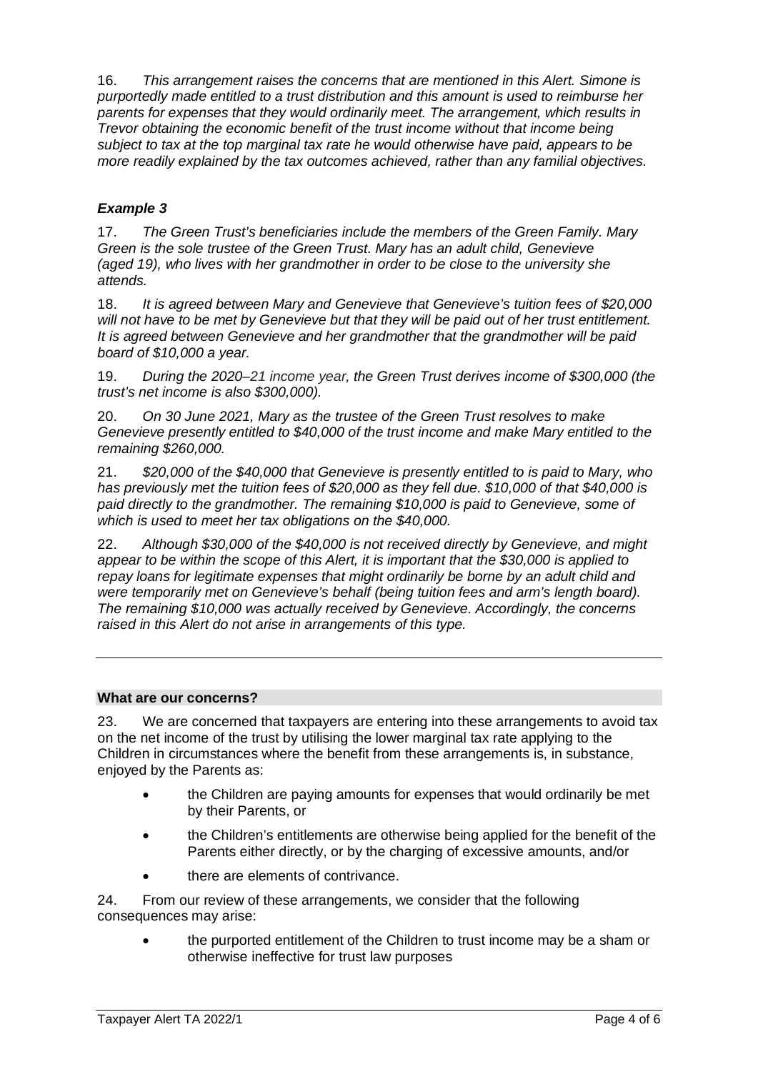16. *This arrangement raises the concerns that are mentioned in this Alert. Simone is purportedly made entitled to a trust distribution and this amount is used to reimburse her parents for expenses that they would ordinarily meet. The arrangement, which results in Trevor obtaining the economic benefit of the trust income without that income being subject to tax at the top marginal tax rate he would otherwise have paid, appears to be more readily explained by the tax outcomes achieved, rather than any familial objectives.*

### *Example 3*

17. *The Green Trust's beneficiaries include the members of the Green Family. Mary Green is the sole trustee of the Green Trust. Mary has an adult child, Genevieve (aged 19), who lives with her grandmother in order to be close to the university she attends.*

18. *It is agreed between Mary and Genevieve that Genevieve's tuition fees of $20,000 will not have to be met by Genevieve but that they will be paid out of her trust entitlement. It is agreed between Genevieve and her grandmother that the grandmother will be paid board of $10,000 a year.*

19. *During the 2020–21 income year, the Green Trust derives income of $300,000 (the trust's net income is also $300,000).*

20. *On 30 June 2021, Mary as the trustee of the Green Trust resolves to make Genevieve presently entitled to $40,000 of the trust income and make Mary entitled to the remaining $260,000.*

21. *$20,000 of the $40,000 that Genevieve is presently entitled to is paid to Mary, who has previously met the tuition fees of $20,000 as they fell due. $10,000 of that $40,000 is paid directly to the grandmother. The remaining $10,000 is paid to Genevieve, some of which is used to meet her tax obligations on the $40,000.*

22. *Although $30,000 of the $40,000 is not received directly by Genevieve, and might appear to be within the scope of this Alert, it is important that the $30,000 is applied to repay loans for legitimate expenses that might ordinarily be borne by an adult child and were temporarily met on Genevieve's behalf (being tuition fees and arm's length board). The remaining $10,000 was actually received by Genevieve. Accordingly, the concerns raised in this Alert do not arise in arrangements of this type.*

---

## What are our concerns?

23. We are concerned that taxpayers are entering into these arrangements to avoid tax on the net income of the trust by utilising the lower marginal tax rate applying to the Children in circumstances where the benefit from these arrangements is, in substance, enjoyed by the Parents as:

- the Children are paying amounts for expenses that would ordinarily be met by their Parents, or
- the Children's entitlements are otherwise being applied for the benefit of the Parents either directly, or by the charging of excessive amounts, and/or
- there are elements of contrivance.

24. From our review of these arrangements, we consider that the following consequences may arise:

- the purported entitlement of the Children to trust income may be a sham or otherwise ineffective for trust law purposes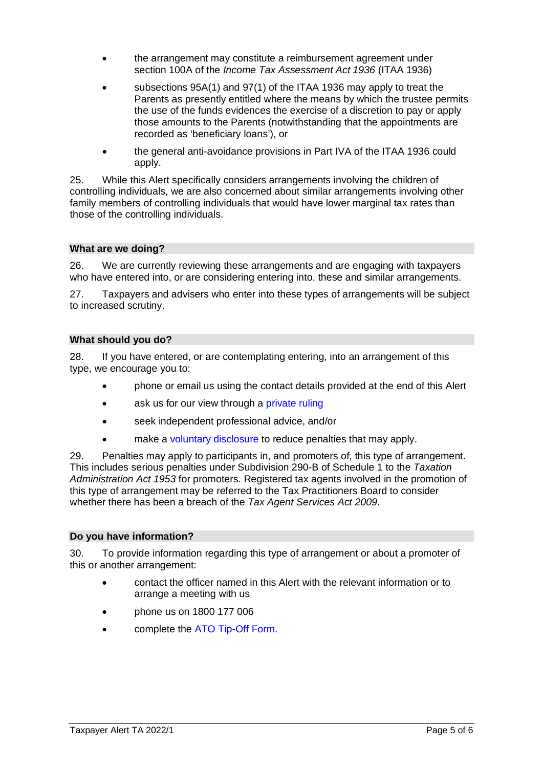- the arrangement may constitute a reimbursement agreement under section 100A of the *Income Tax Assessment Act 1936* (ITAA 1936)
- subsections 95A(1) and 97(1) of the ITAA 1936 may apply to treat the Parents as presently entitled where the means by which the trustee permits the use of the funds evidences the exercise of a discretion to pay or apply those amounts to the Parents (notwithstanding that the appointments are recorded as 'beneficiary loans'), or
- the general anti-avoidance provisions in Part IVA of the ITAA 1936 could apply.

25. While this Alert specifically considers arrangements involving the children of controlling individuals, we are also concerned about similar arrangements involving other family members of controlling individuals that would have lower marginal tax rates than those of the controlling individuals.

## What are we doing?

26. We are currently reviewing these arrangements and are engaging with taxpayers who have entered into, or are considering entering into, these and similar arrangements.

27. Taxpayers and advisers who enter into these types of arrangements will be subject to increased scrutiny.

## What should you do?

28. If you have entered, or are contemplating entering, into an arrangement of this type, we encourage you to:

- phone or email us using the contact details provided at the end of this Alert
- ask us for our view through a private ruling
- seek independent professional advice, and/or
- make a voluntary disclosure to reduce penalties that may apply.

29. Penalties may apply to participants in, and promoters of, this type of arrangement. This includes serious penalties under Subdivision 290-B of Schedule 1 to the *Taxation Administration Act 1953* for promoters. Registered tax agents involved in the promotion of this type of arrangement may be referred to the Tax Practitioners Board to consider whether there has been a breach of the *Tax Agent Services Act 2009*.

## Do you have information?

30. To provide information regarding this type of arrangement or about a promoter of this or another arrangement:

- contact the officer named in this Alert with the relevant information or to arrange a meeting with us
- phone us on 1800 177 006
- complete the ATO Tip-Off Form.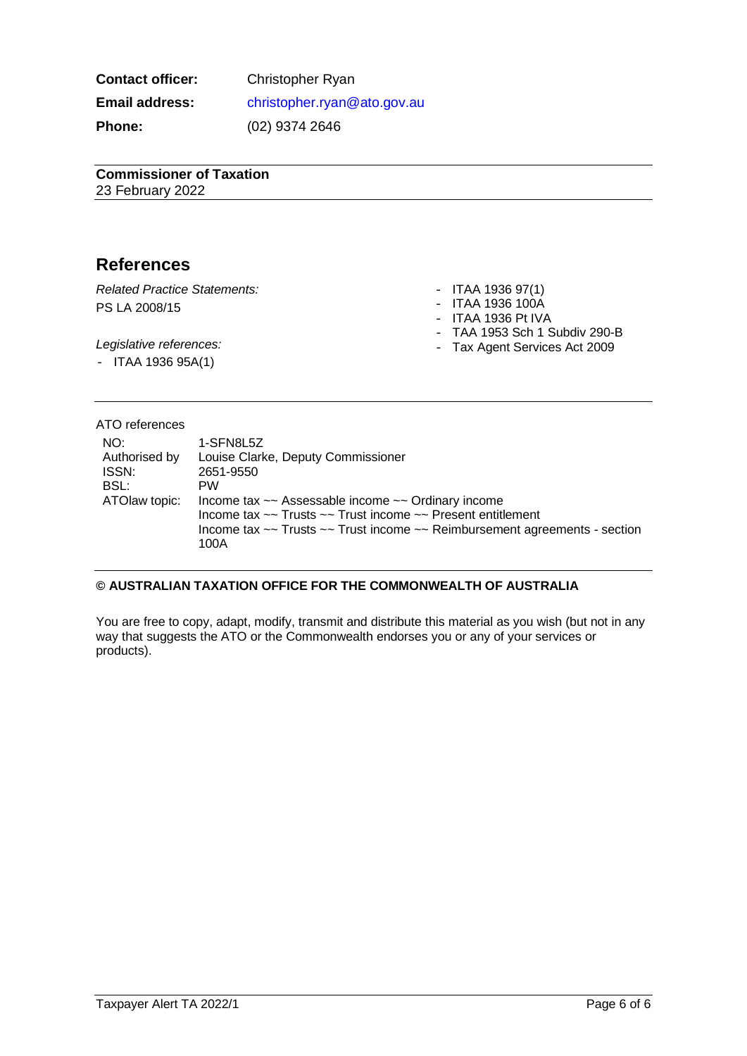**Contact officer:** Christopher Ryan
**Email address:** christopher.ryan@ato.gov.au
**Phone:** (02) 9374 2646

**Commissioner of Taxation**
23 February 2022

## References

*Related Practice Statements:*
PS LA 2008/15

*Legislative references:*
- ITAA 1936 95A(1)
- ITAA 1936 97(1)
- ITAA 1936 100A
- ITAA 1936 Pt IVA
- TAA 1953 Sch 1 Subdiv 290-B
- Tax Agent Services Act 2009

ATO references

| | |
|---|---|
| NO: | 1-SFN8L5Z |
| Authorised by | Louise Clarke, Deputy Commissioner |
| ISSN: | 2651-9550 |
| BSL: | PW |
| ATOlaw topic: | Income tax ~~ Assessable income ~~ Ordinary income<br>Income tax ~~ Trusts ~~ Trust income ~~ Present entitlement<br>Income tax ~~ Trusts ~~ Trust income ~~ Reimbursement agreements - section 100A |

**© AUSTRALIAN TAXATION OFFICE FOR THE COMMONWEALTH OF AUSTRALIA**

You are free to copy, adapt, modify, transmit and distribute this material as you wish (but not in any way that suggests the ATO or the Commonwealth endorses you or any of your services or products).